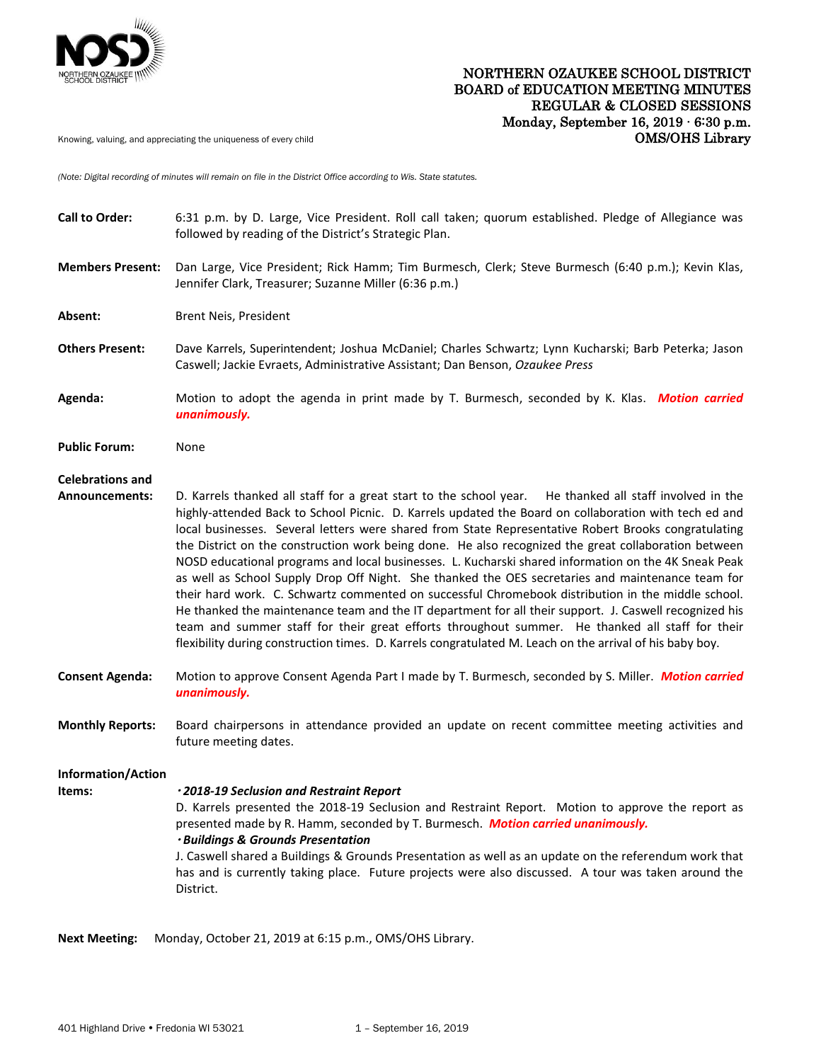# NORTHERN OZAUKEE SCHOOL DISTRICT
## BOARD of EDUCATION MEETING MINUTES
## REGULAR & CLOSED SESSIONS
**Monday, September 16, 2019 · 6:30 p.m.**
**OMS/OHS Library**

Knowing, valuing, and appreciating the uniqueness of every child

*(Note: Digital recording of minutes will remain on file in the District Office according to Wis. State statutes.*

**Call to Order:** 6:31 p.m. by D. Large, Vice President. Roll call taken; quorum established. Pledge of Allegiance was followed by reading of the District's Strategic Plan.

**Members Present:** Dan Large, Vice President; Rick Hamm; Tim Burmesch, Clerk; Steve Burmesch (6:40 p.m.); Kevin Klas, Jennifer Clark, Treasurer; Suzanne Miller (6:36 p.m.)

**Absent:** Brent Neis, President

**Others Present:** Dave Karrels, Superintendent; Joshua McDaniel; Charles Schwartz; Lynn Kucharski; Barb Peterka; Jason Caswell; Jackie Evraets, Administrative Assistant; Dan Benson, *Ozaukee Press*

**Agenda:** Motion to adopt the agenda in print made by T. Burmesch, seconded by K. Klas. ***Motion carried unanimously.***

**Public Forum:** None

**Celebrations and Announcements:** D. Karrels thanked all staff for a great start to the school year. He thanked all staff involved in the highly-attended Back to School Picnic. D. Karrels updated the Board on collaboration with tech ed and local businesses. Several letters were shared from State Representative Robert Brooks congratulating the District on the construction work being done. He also recognized the great collaboration between NOSD educational programs and local businesses. L. Kucharski shared information on the 4K Sneak Peak as well as School Supply Drop Off Night. She thanked the OES secretaries and maintenance team for their hard work. C. Schwartz commented on successful Chromebook distribution in the middle school. He thanked the maintenance team and the IT department for all their support. J. Caswell recognized his team and summer staff for their great efforts throughout summer. He thanked all staff for their flexibility during construction times. D. Karrels congratulated M. Leach on the arrival of his baby boy.

**Consent Agenda:** Motion to approve Consent Agenda Part I made by T. Burmesch, seconded by S. Miller. ***Motion carried unanimously.***

**Monthly Reports:** Board chairpersons in attendance provided an update on recent committee meeting activities and future meeting dates.

**Information/Action Items:**

***· 2018-19 Seclusion and Restraint Report***
D. Karrels presented the 2018-19 Seclusion and Restraint Report. Motion to approve the report as presented made by R. Hamm, seconded by T. Burmesch. ***Motion carried unanimously.***

***· Buildings & Grounds Presentation***
J. Caswell shared a Buildings & Grounds Presentation as well as an update on the referendum work that has and is currently taking place. Future projects were also discussed. A tour was taken around the District.

**Next Meeting:** Monday, October 21, 2019 at 6:15 p.m., OMS/OHS Library.

401 Highland Drive • Fredonia WI 53021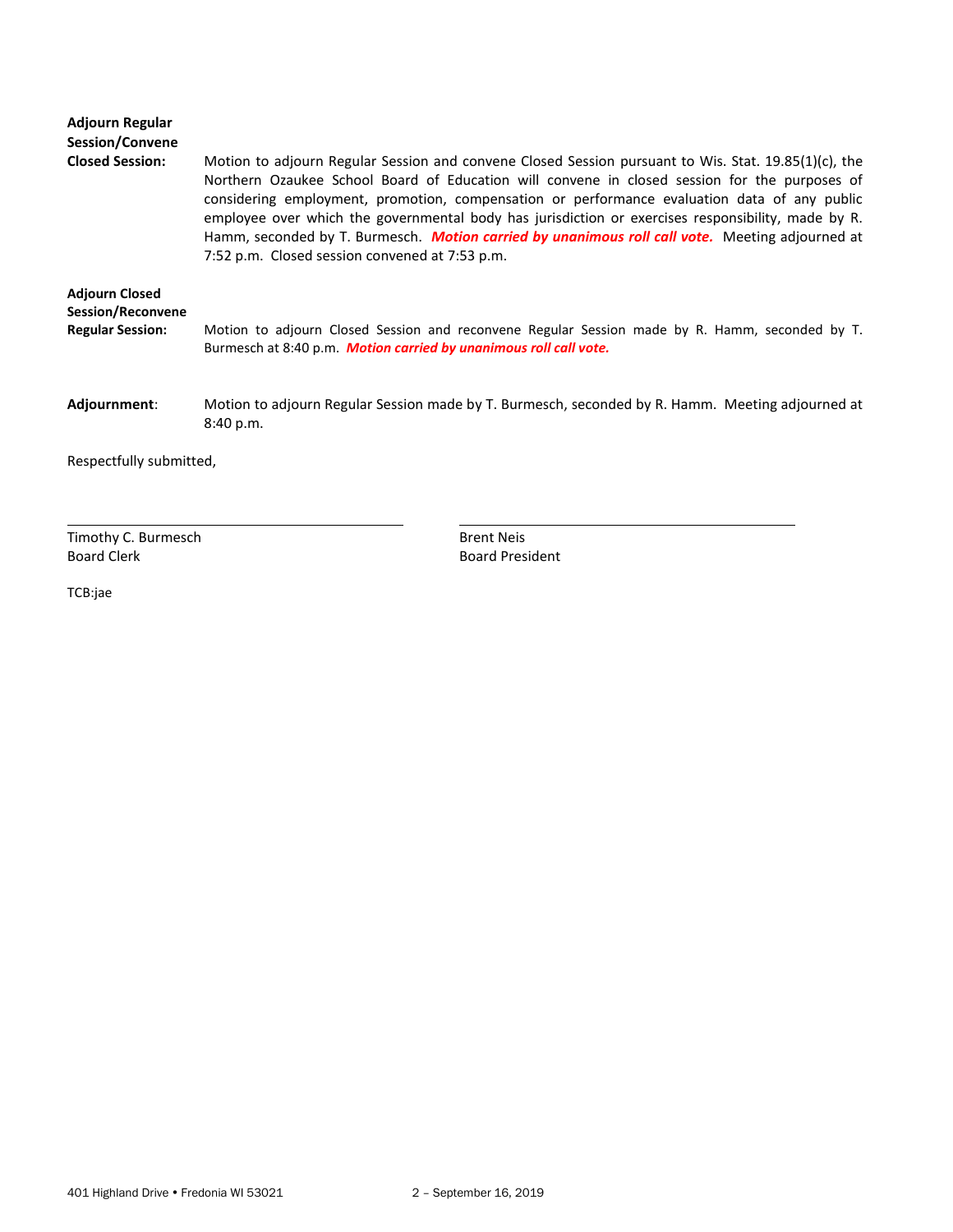**Adjourn Regular Session/Convene Closed Session:** Motion to adjourn Regular Session and convene Closed Session pursuant to Wis. Stat. 19.85(1)(c), the Northern Ozaukee School Board of Education will convene in closed session for the purposes of considering employment, promotion, compensation or performance evaluation data of any public employee over which the governmental body has jurisdiction or exercises responsibility, made by R. Hamm, seconded by T. Burmesch. ***Motion carried by unanimous roll call vote.*** Meeting adjourned at 7:52 p.m. Closed session convened at 7:53 p.m.

**Adjourn Closed Session/Reconvene Regular Session:** Motion to adjourn Closed Session and reconvene Regular Session made by R. Hamm, seconded by T. Burmesch at 8:40 p.m. ***Motion carried by unanimous roll call vote.***

**Adjournment**: Motion to adjourn Regular Session made by T. Burmesch, seconded by R. Hamm. Meeting adjourned at 8:40 p.m.

Respectfully submitted,

| | |
|---|---|
| Timothy C. Burmesch | Brent Neis |
| Board Clerk | Board President |

TCB:jae